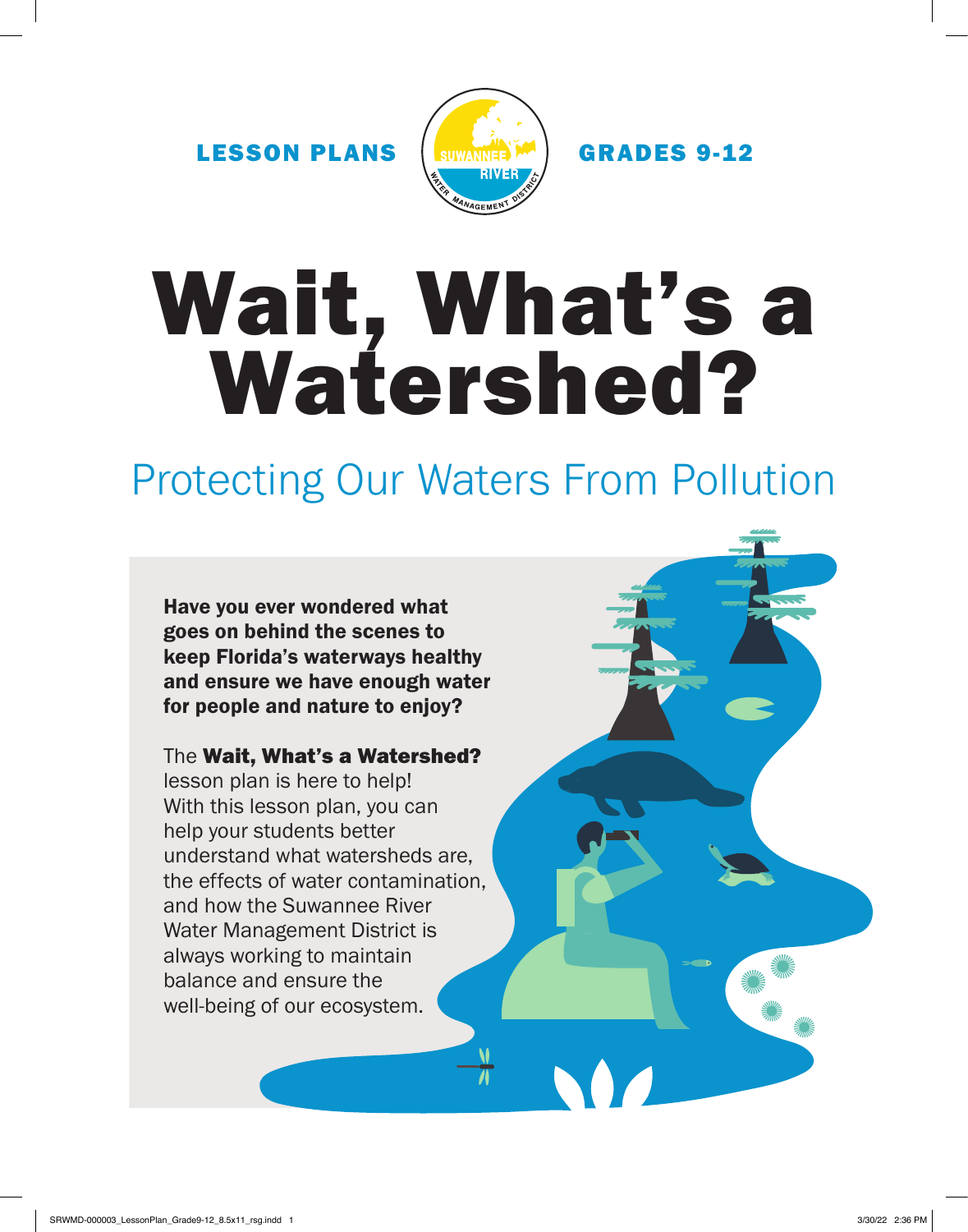LESSON PLANS

GRADES 9-12

# Wait, What's a Watershed?

## Protecting Our Waters From Pollution

**Have you ever wondered what goes on behind the scenes to keep Florida's waterways healthy and ensure we have enough water for people and nature to enjoy?**

The **Wait, What's a Watershed?** lesson plan is here to help! With this lesson plan, you can help your students better understand what watersheds are, the effects of water contamination, and how the Suwannee River Water Management District is always working to maintain balance and ensure the well-being of our ecosystem.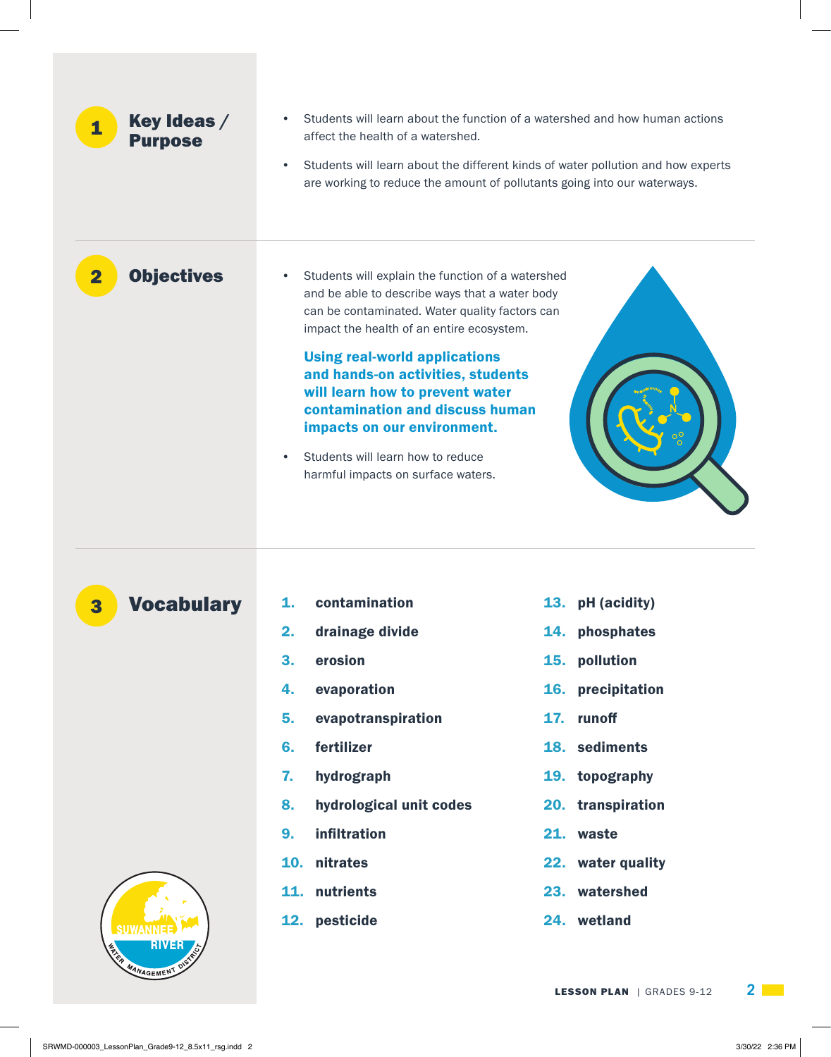## 1 Key Ideas / Purpose

- Students will learn about the function of a watershed and how human actions affect the health of a watershed.
- Students will learn about the different kinds of water pollution and how experts are working to reduce the amount of pollutants going into our waterways.

## 2 Objectives

- Students will explain the function of a watershed and be able to describe ways that a water body can be contaminated. Water quality factors can impact the health of an entire ecosystem.

**Using real-world applications and hands-on activities, students will learn how to prevent water contamination and discuss human impacts on our environment.**

- Students will learn how to reduce harmful impacts on surface waters.

## 3 Vocabulary

1. **contamination**
2. **drainage divide**
3. **erosion**
4. **evaporation**
5. **evapotranspiration**
6. **fertilizer**
7. **hydrograph**
8. **hydrological unit codes**
9. **infiltration**
10. **nitrates**
11. **nutrients**
12. **pesticide**
13. **pH (acidity)**
14. **phosphates**
15. **pollution**
16. **precipitation**
17. **runoff**
18. **sediments**
19. **topography**
20. **transpiration**
21. **waste**
22. **water quality**
23. **watershed**
24. **wetland**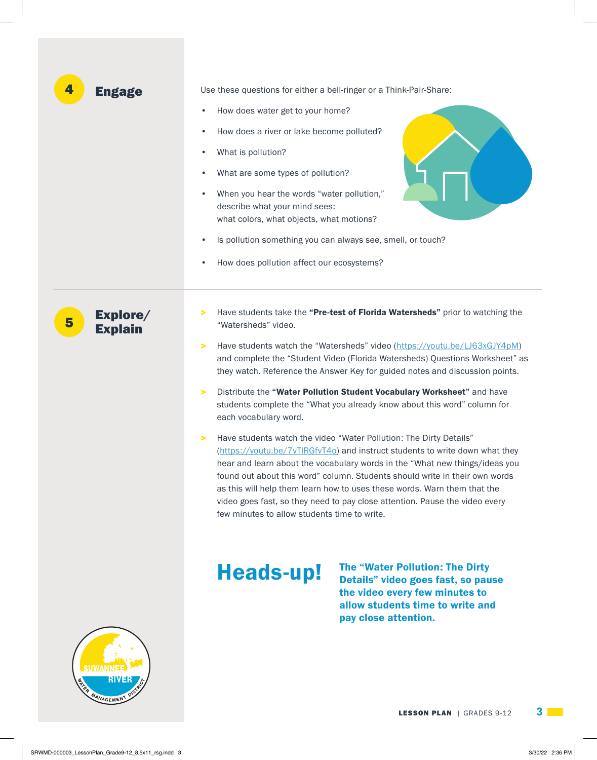## 4 Engage

Use these questions for either a bell-ringer or a Think-Pair-Share:

- How does water get to your home?
- How does a river or lake become polluted?
- What is pollution?
- What are some types of pollution?
- When you hear the words "water pollution," describe what your mind sees: what colors, what objects, what motions?
- Is pollution something you can always see, smell, or touch?
- How does pollution affect our ecosystems?

## 5 Explore/ Explain

> Have students take the **"Pre-test of Florida Watersheds"** prior to watching the "Watersheds" video.

> Have students watch the "Watersheds" video (https://youtu.be/LJ63xGJY4pM) and complete the "Student Video (Florida Watersheds) Questions Worksheet" as they watch. Reference the Answer Key for guided notes and discussion points.

> Distribute the **"Water Pollution Student Vocabulary Worksheet"** and have students complete the "What you already know about this word" column for each vocabulary word.

> Have students watch the video "Water Pollution: The Dirty Details" (https://youtu.be/7vTlRGfvT4o) and instruct students to write down what they hear and learn about the vocabulary words in the "What new things/ideas you found out about this word" column. Students should write in their own words as this will help them learn how to uses these words. Warn them that the video goes fast, so they need to pay close attention. Pause the video every few minutes to allow students time to write.

**Heads-up!** **The "Water Pollution: The Dirty Details" video goes fast, so pause the video every few minutes to allow students time to write and pay close attention.**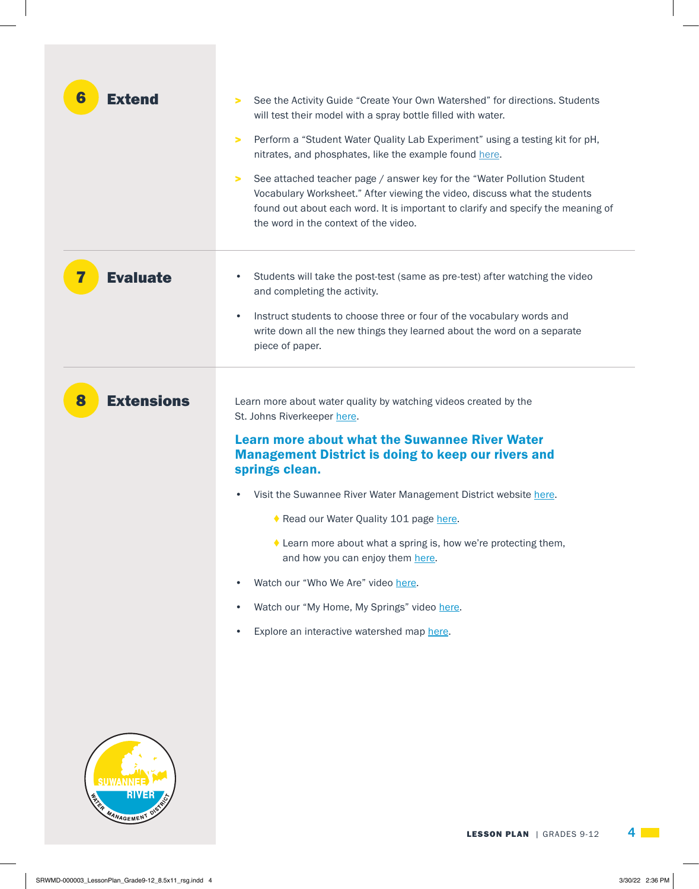## 6 Extend

- See the Activity Guide "Create Your Own Watershed" for directions. Students will test their model with a spray bottle filled with water.
- Perform a "Student Water Quality Lab Experiment" using a testing kit for pH, nitrates, and phosphates, like the example found here.
- See attached teacher page / answer key for the "Water Pollution Student Vocabulary Worksheet." After viewing the video, discuss what the students found out about each word. It is important to clarify and specify the meaning of the word in the context of the video.

## 7 Evaluate

- Students will take the post-test (same as pre-test) after watching the video and completing the activity.
- Instruct students to choose three or four of the vocabulary words and write down all the new things they learned about the word on a separate piece of paper.

## 8 Extensions

Learn more about water quality by watching videos created by the St. Johns Riverkeeper here.

### Learn more about what the Suwannee River Water Management District is doing to keep our rivers and springs clean.

- Visit the Suwannee River Water Management District website here.
  - Read our Water Quality 101 page here.
  - Learn more about what a spring is, how we're protecting them, and how you can enjoy them here.
- Watch our "Who We Are" video here.
- Watch our "My Home, My Springs" video here.
- Explore an interactive watershed map here.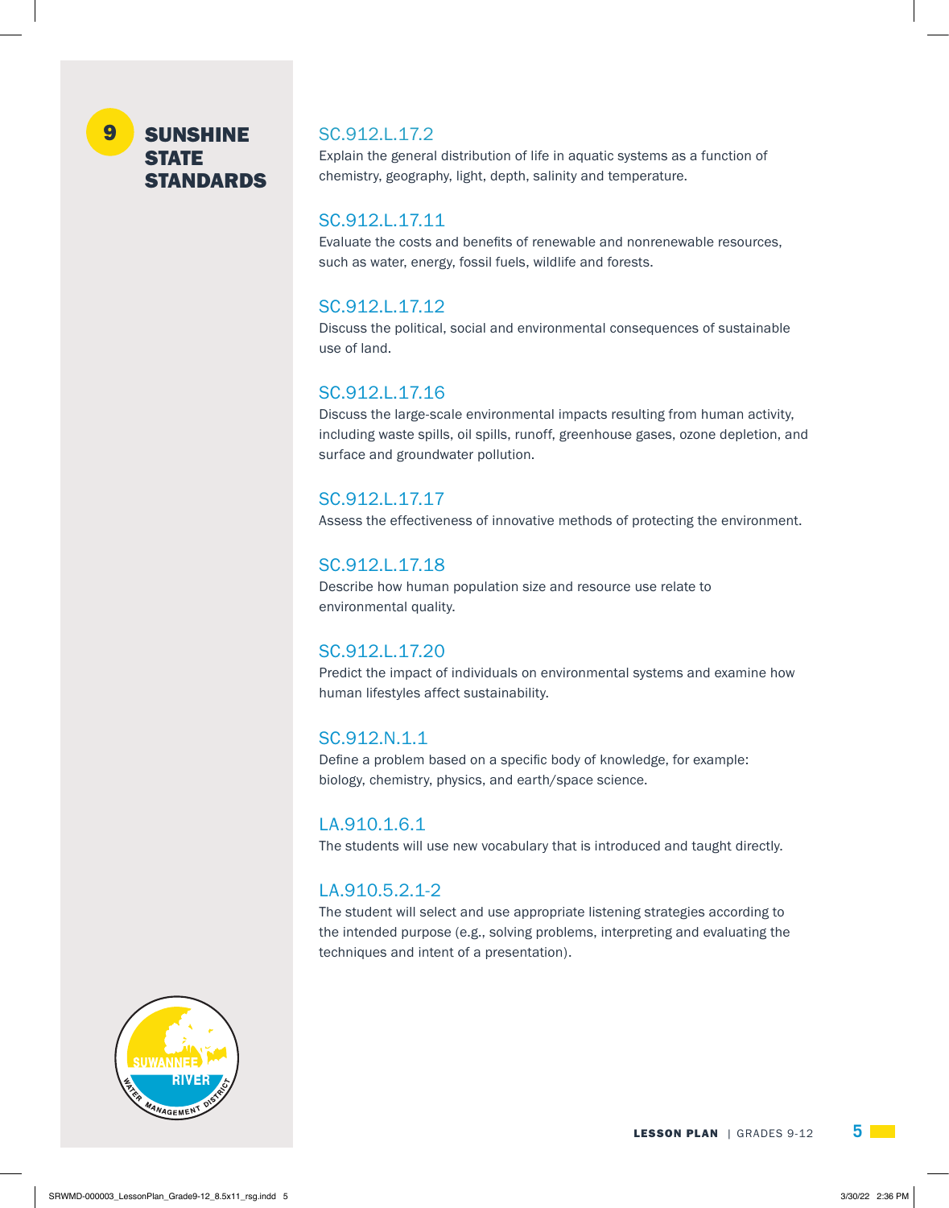## 9 SUNSHINE STATE STANDARDS

### SC.912.L.17.2

Explain the general distribution of life in aquatic systems as a function of chemistry, geography, light, depth, salinity and temperature.

### SC.912.L.17.11

Evaluate the costs and benefits of renewable and nonrenewable resources, such as water, energy, fossil fuels, wildlife and forests.

### SC.912.L.17.12

Discuss the political, social and environmental consequences of sustainable use of land.

### SC.912.L.17.16

Discuss the large-scale environmental impacts resulting from human activity, including waste spills, oil spills, runoff, greenhouse gases, ozone depletion, and surface and groundwater pollution.

### SC.912.L.17.17

Assess the effectiveness of innovative methods of protecting the environment.

### SC.912.L.17.18

Describe how human population size and resource use relate to environmental quality.

### SC.912.L.17.20

Predict the impact of individuals on environmental systems and examine how human lifestyles affect sustainability.

### SC.912.N.1.1

Define a problem based on a specific body of knowledge, for example: biology, chemistry, physics, and earth/space science.

### LA.910.1.6.1

The students will use new vocabulary that is introduced and taught directly.

### LA.910.5.2.1-2

The student will select and use appropriate listening strategies according to the intended purpose (e.g., solving problems, interpreting and evaluating the techniques and intent of a presentation).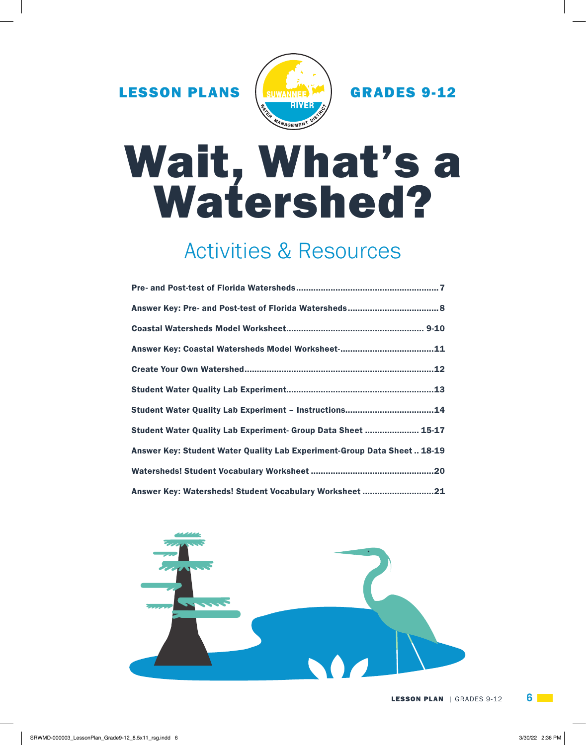LESSON PLANS

GRADES 9-12

# Wait, What's a Watershed?

## Activities & Resources

**Pre- and Post-test of Florida Watersheds........................................................7**

**Answer Key: Pre- and Post-test of Florida Watersheds....................................8**

**Coastal Watersheds Model Worksheet...................................................... 9-10**

**Answer Key: Coastal Watersheds Model Worksheet-.....................................11**

**Create Your Own Watershed..........................................................................12**

**Student Water Quality Lab Experiment..........................................................13**

**Student Water Quality Lab Experiment – Instructions...................................14**

**Student Water Quality Lab Experiment- Group Data Sheet ..................... 15-17**

**Answer Key: Student Water Quality Lab Experiment-Group Data Sheet .. 18-19**

**Watersheds! Student Vocabulary Worksheet .................................................20**

**Answer Key: Watersheds! Student Vocabulary Worksheet ............................21**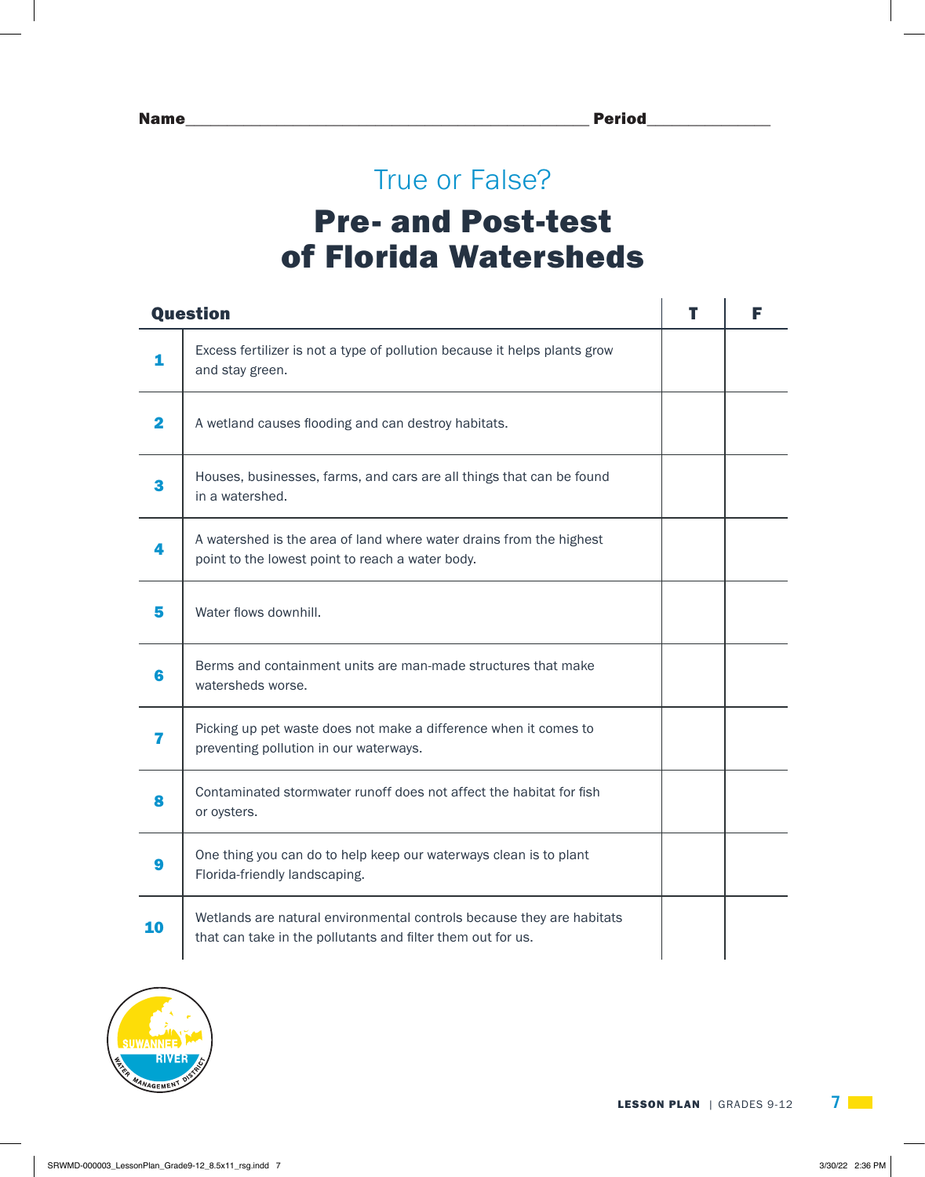Name________________________________________ Period______________

## True or False?

# Pre- and Post-test of Florida Watersheds

| | Question | T | F |
|---|---|---|---|
| **1** | Excess fertilizer is not a type of pollution because it helps plants grow and stay green. | | |
| **2** | A wetland causes flooding and can destroy habitats. | | |
| **3** | Houses, businesses, farms, and cars are all things that can be found in a watershed. | | |
| **4** | A watershed is the area of land where water drains from the highest point to the lowest point to reach a water body. | | |
| **5** | Water flows downhill. | | |
| **6** | Berms and containment units are man-made structures that make watersheds worse. | | |
| **7** | Picking up pet waste does not make a difference when it comes to preventing pollution in our waterways. | | |
| **8** | Contaminated stormwater runoff does not affect the habitat for fish or oysters. | | |
| **9** | One thing you can do to help keep our waterways clean is to plant Florida-friendly landscaping. | | |
| **10** | Wetlands are natural environmental controls because they are habitats that can take in the pollutants and filter them out for us. | | |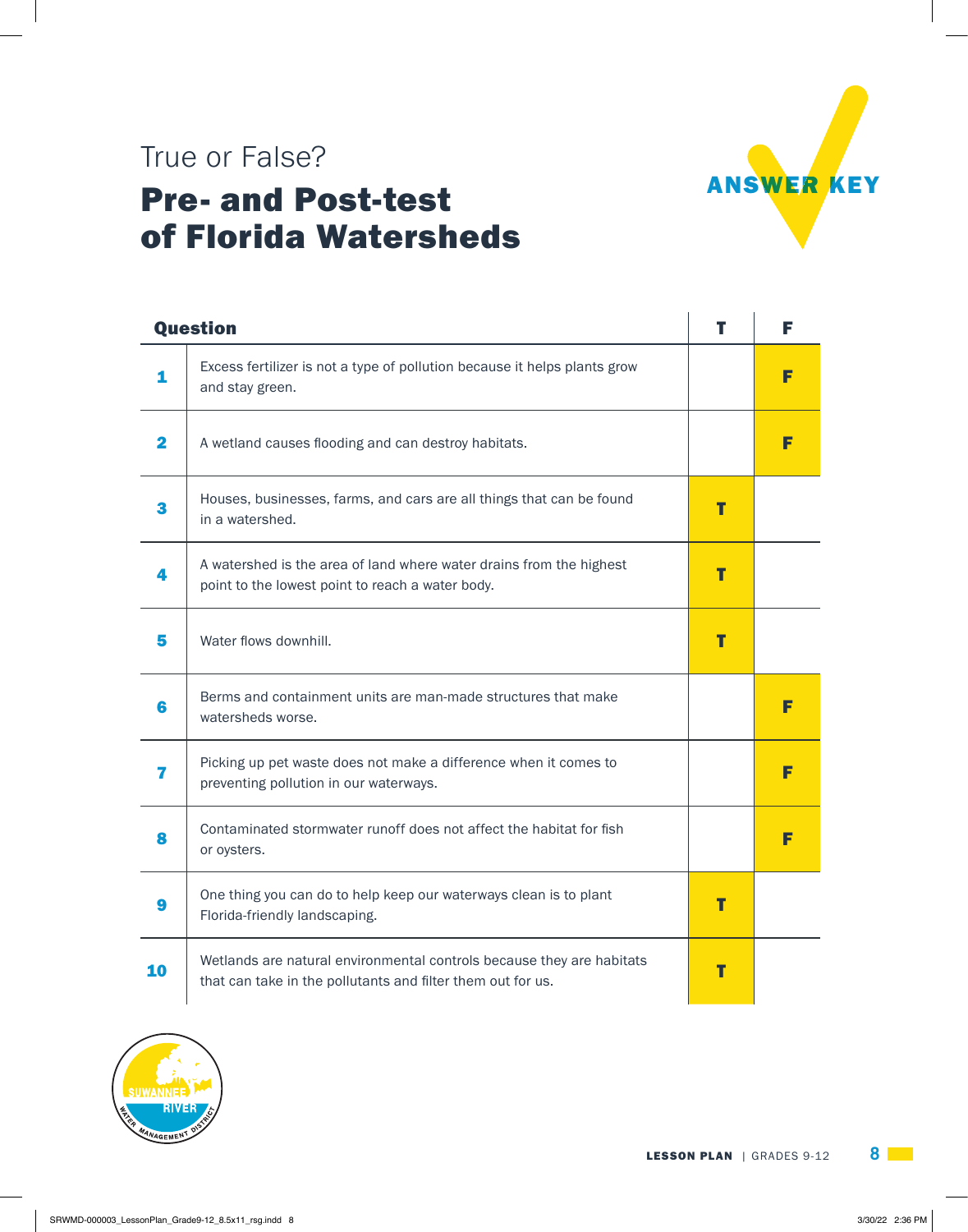True or False?

# Pre- and Post-test of Florida Watersheds

ANSWER KEY

| | Question | T | F |
|---|---|---|---|
| 1 | Excess fertilizer is not a type of pollution because it helps plants grow and stay green. | | F |
| 2 | A wetland causes flooding and can destroy habitats. | | F |
| 3 | Houses, businesses, farms, and cars are all things that can be found in a watershed. | T | |
| 4 | A watershed is the area of land where water drains from the highest point to the lowest point to reach a water body. | T | |
| 5 | Water flows downhill. | T | |
| 6 | Berms and containment units are man-made structures that make watersheds worse. | | F |
| 7 | Picking up pet waste does not make a difference when it comes to preventing pollution in our waterways. | | F |
| 8 | Contaminated stormwater runoff does not affect the habitat for fish or oysters. | | F |
| 9 | One thing you can do to help keep our waterways clean is to plant Florida-friendly landscaping. | T | |
| 10 | Wetlands are natural environmental controls because they are habitats that can take in the pollutants and filter them out for us. | T | |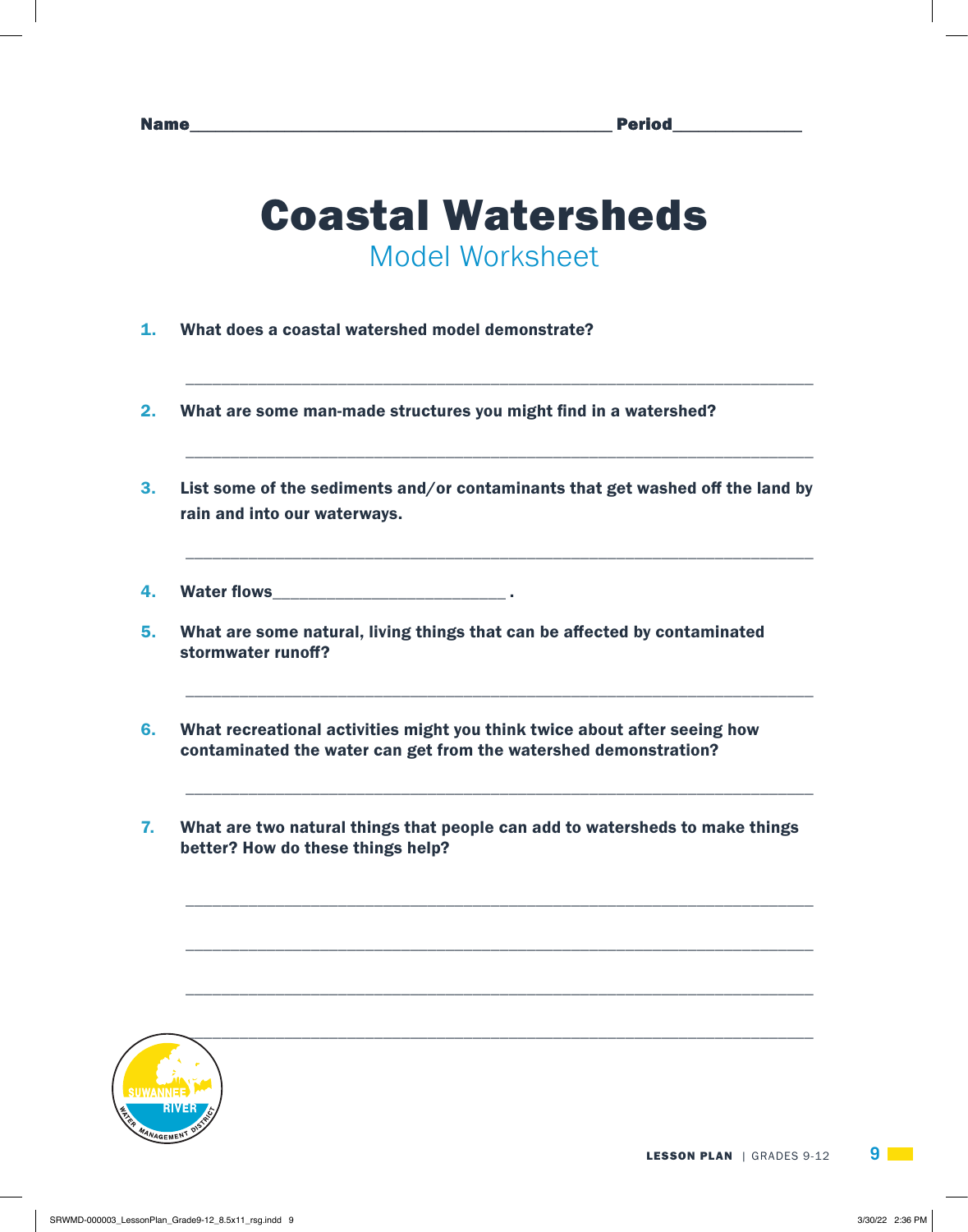Name_______________________________________________ Period______________

# Coastal Watersheds

## Model Worksheet

1. **What does a coastal watershed model demonstrate?**

   ______________________________________________________________________

2. **What are some man-made structures you might find in a watershed?**

   ______________________________________________________________________

3. **List some of the sediments and/or contaminants that get washed off the land by rain and into our waterways.**

   ______________________________________________________________________

4. **Water flows__________________________ .**

5. **What are some natural, living things that can be affected by contaminated stormwater runoff?**

   ______________________________________________________________________

6. **What recreational activities might you think twice about after seeing how contaminated the water can get from the watershed demonstration?**

   ______________________________________________________________________

7. **What are two natural things that people can add to watersheds to make things better? How do these things help?**

   ______________________________________________________________________

   ______________________________________________________________________

   ______________________________________________________________________

   ______________________________________________________________________

**LESSON PLAN** | GRADES 9-12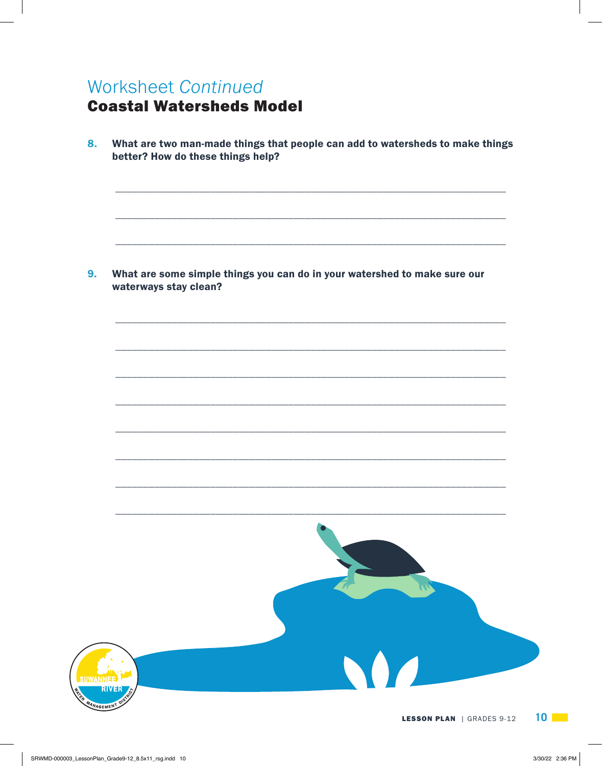# Worksheet *Continued*

## Coastal Watersheds Model

**8. What are two man-made things that people can add to watersheds to make things better? How do these things help?**

\_\_\_\_\_\_\_\_\_\_\_\_\_\_\_\_\_\_\_\_\_\_\_\_\_\_\_\_\_\_\_\_\_\_\_\_\_\_\_\_\_\_\_\_\_\_\_\_\_\_\_\_\_\_\_\_\_\_\_\_\_\_\_\_\_\_

\_\_\_\_\_\_\_\_\_\_\_\_\_\_\_\_\_\_\_\_\_\_\_\_\_\_\_\_\_\_\_\_\_\_\_\_\_\_\_\_\_\_\_\_\_\_\_\_\_\_\_\_\_\_\_\_\_\_\_\_\_\_\_\_\_\_

\_\_\_\_\_\_\_\_\_\_\_\_\_\_\_\_\_\_\_\_\_\_\_\_\_\_\_\_\_\_\_\_\_\_\_\_\_\_\_\_\_\_\_\_\_\_\_\_\_\_\_\_\_\_\_\_\_\_\_\_\_\_\_\_\_\_

**9. What are some simple things you can do in your watershed to make sure our waterways stay clean?**

\_\_\_\_\_\_\_\_\_\_\_\_\_\_\_\_\_\_\_\_\_\_\_\_\_\_\_\_\_\_\_\_\_\_\_\_\_\_\_\_\_\_\_\_\_\_\_\_\_\_\_\_\_\_\_\_\_\_\_\_\_\_\_\_\_\_

\_\_\_\_\_\_\_\_\_\_\_\_\_\_\_\_\_\_\_\_\_\_\_\_\_\_\_\_\_\_\_\_\_\_\_\_\_\_\_\_\_\_\_\_\_\_\_\_\_\_\_\_\_\_\_\_\_\_\_\_\_\_\_\_\_\_

\_\_\_\_\_\_\_\_\_\_\_\_\_\_\_\_\_\_\_\_\_\_\_\_\_\_\_\_\_\_\_\_\_\_\_\_\_\_\_\_\_\_\_\_\_\_\_\_\_\_\_\_\_\_\_\_\_\_\_\_\_\_\_\_\_\_

\_\_\_\_\_\_\_\_\_\_\_\_\_\_\_\_\_\_\_\_\_\_\_\_\_\_\_\_\_\_\_\_\_\_\_\_\_\_\_\_\_\_\_\_\_\_\_\_\_\_\_\_\_\_\_\_\_\_\_\_\_\_\_\_\_\_

\_\_\_\_\_\_\_\_\_\_\_\_\_\_\_\_\_\_\_\_\_\_\_\_\_\_\_\_\_\_\_\_\_\_\_\_\_\_\_\_\_\_\_\_\_\_\_\_\_\_\_\_\_\_\_\_\_\_\_\_\_\_\_\_\_\_

\_\_\_\_\_\_\_\_\_\_\_\_\_\_\_\_\_\_\_\_\_\_\_\_\_\_\_\_\_\_\_\_\_\_\_\_\_\_\_\_\_\_\_\_\_\_\_\_\_\_\_\_\_\_\_\_\_\_\_\_\_\_\_\_\_\_

\_\_\_\_\_\_\_\_\_\_\_\_\_\_\_\_\_\_\_\_\_\_\_\_\_\_\_\_\_\_\_\_\_\_\_\_\_\_\_\_\_\_\_\_\_\_\_\_\_\_\_\_\_\_\_\_\_\_\_\_\_\_\_\_\_\_

\_\_\_\_\_\_\_\_\_\_\_\_\_\_\_\_\_\_\_\_\_\_\_\_\_\_\_\_\_\_\_\_\_\_\_\_\_\_\_\_\_\_\_\_\_\_\_\_\_\_\_\_\_\_\_\_\_\_\_\_\_\_\_\_\_\_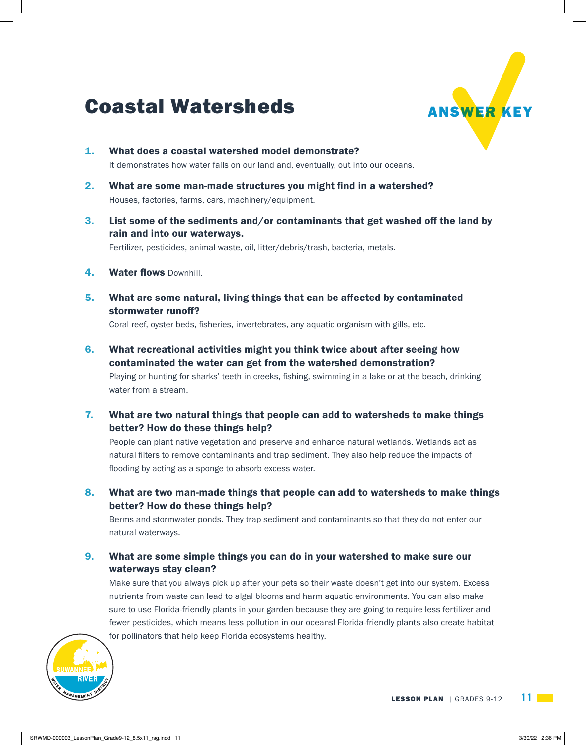# Coastal Watersheds

ANSWER KEY

1. **What does a coastal watershed model demonstrate?**
   It demonstrates how water falls on our land and, eventually, out into our oceans.

2. **What are some man-made structures you might find in a watershed?**
   Houses, factories, farms, cars, machinery/equipment.

3. **List some of the sediments and/or contaminants that get washed off the land by rain and into our waterways.**
   Fertilizer, pesticides, animal waste, oil, litter/debris/trash, bacteria, metals.

4. **Water flows** Downhill.

5. **What are some natural, living things that can be affected by contaminated stormwater runoff?**
   Coral reef, oyster beds, fisheries, invertebrates, any aquatic organism with gills, etc.

6. **What recreational activities might you think twice about after seeing how contaminated the water can get from the watershed demonstration?**
   Playing or hunting for sharks' teeth in creeks, fishing, swimming in a lake or at the beach, drinking water from a stream.

7. **What are two natural things that people can add to watersheds to make things better? How do these things help?**
   People can plant native vegetation and preserve and enhance natural wetlands. Wetlands act as natural filters to remove contaminants and trap sediment. They also help reduce the impacts of flooding by acting as a sponge to absorb excess water.

8. **What are two man-made things that people can add to watersheds to make things better? How do these things help?**
   Berms and stormwater ponds. They trap sediment and contaminants so that they do not enter our natural waterways.

9. **What are some simple things you can do in your watershed to make sure our waterways stay clean?**
   Make sure that you always pick up after your pets so their waste doesn't get into our system. Excess nutrients from waste can lead to algal blooms and harm aquatic environments. You can also make sure to use Florida-friendly plants in your garden because they are going to require less fertilizer and fewer pesticides, which means less pollution in our oceans! Florida-friendly plants also create habitat for pollinators that help keep Florida ecosystems healthy.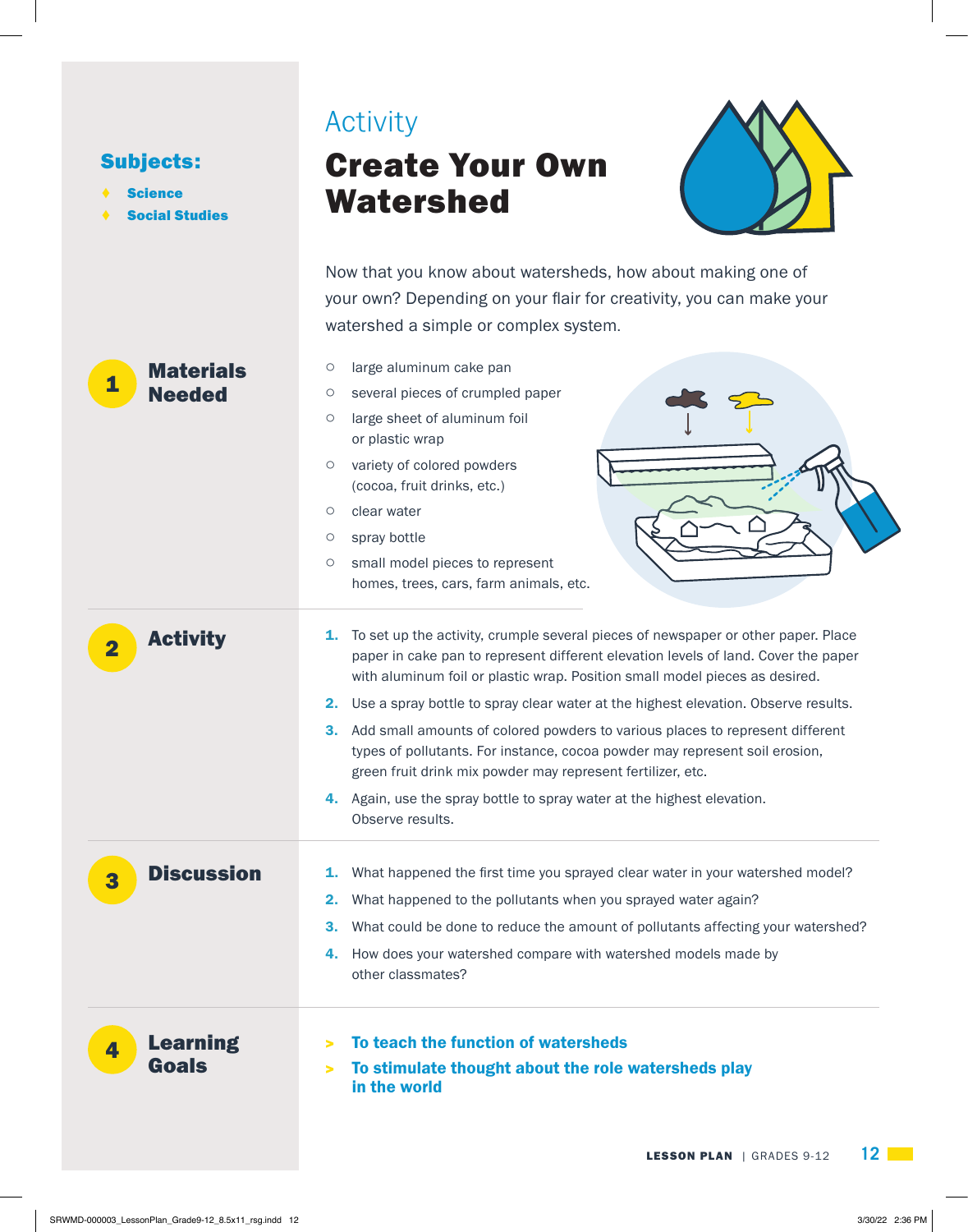**Subjects:**

- Science
- Social Studies

Activity

# Create Your Own Watershed

Now that you know about watersheds, how about making one of your own? Depending on your flair for creativity, you can make your watershed a simple or complex system.

## 1 Materials Needed

- large aluminum cake pan
- several pieces of crumpled paper
- large sheet of aluminum foil or plastic wrap
- variety of colored powders (cocoa, fruit drinks, etc.)
- clear water
- spray bottle
- small model pieces to represent homes, trees, cars, farm animals, etc.

## 2 Activity

1. To set up the activity, crumple several pieces of newspaper or other paper. Place paper in cake pan to represent different elevation levels of land. Cover the paper with aluminum foil or plastic wrap. Position small model pieces as desired.
2. Use a spray bottle to spray clear water at the highest elevation. Observe results.
3. Add small amounts of colored powders to various places to represent different types of pollutants. For instance, cocoa powder may represent soil erosion, green fruit drink mix powder may represent fertilizer, etc.
4. Again, use the spray bottle to spray water at the highest elevation. Observe results.

## 3 Discussion

1. What happened the first time you sprayed clear water in your watershed model?
2. What happened to the pollutants when you sprayed water again?
3. What could be done to reduce the amount of pollutants affecting your watershed?
4. How does your watershed compare with watershed models made by other classmates?

## 4 Learning Goals

- **To teach the function of watersheds**
- **To stimulate thought about the role watersheds play in the world**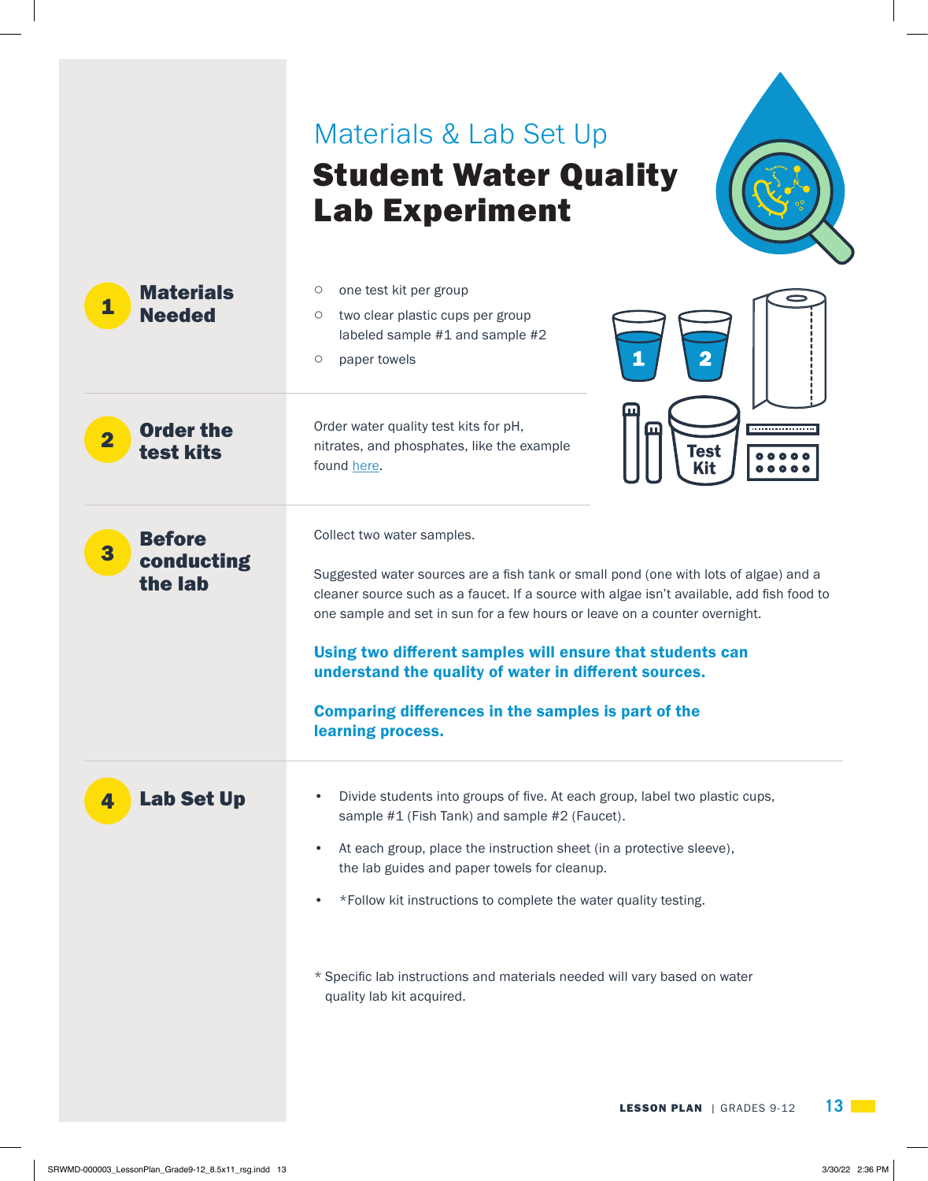Materials & Lab Set Up

# Student Water Quality Lab Experiment

## 1 Materials Needed

- one test kit per group
- two clear plastic cups per group labeled sample #1 and sample #2
- paper towels

## 2 Order the test kits

Order water quality test kits for pH, nitrates, and phosphates, like the example found here.

## 3 Before conducting the lab

Collect two water samples.

Suggested water sources are a fish tank or small pond (one with lots of algae) and a cleaner source such as a faucet. If a source with algae isn't available, add fish food to one sample and set in sun for a few hours or leave on a counter overnight.

**Using two different samples will ensure that students can understand the quality of water in different sources.**

**Comparing differences in the samples is part of the learning process.**

## 4 Lab Set Up

- Divide students into groups of five. At each group, label two plastic cups, sample #1 (Fish Tank) and sample #2 (Faucet).
- At each group, place the instruction sheet (in a protective sleeve), the lab guides and paper towels for cleanup.
- *Follow kit instructions to complete the water quality testing.

* Specific lab instructions and materials needed will vary based on water quality lab kit acquired.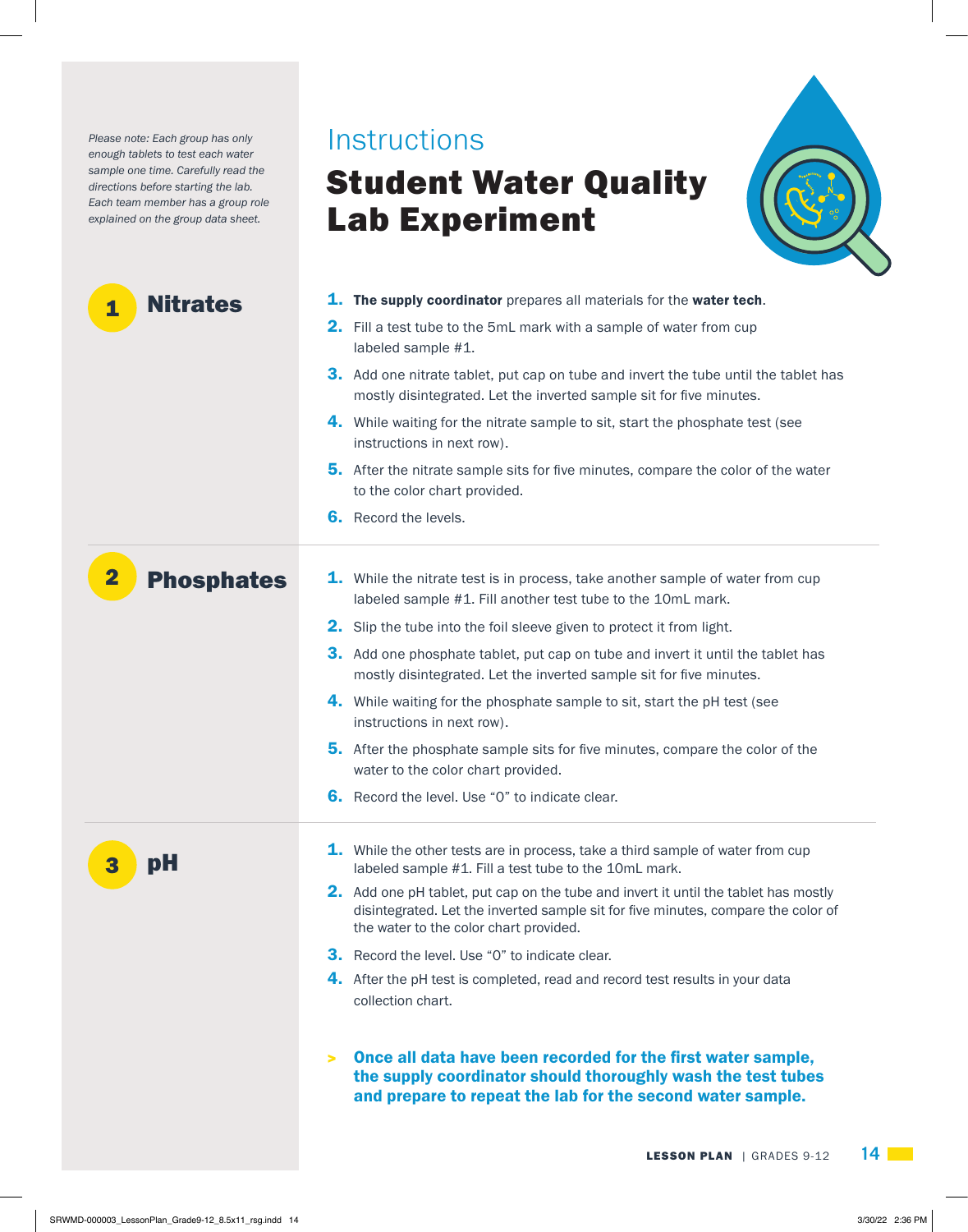*Please note: Each group has only enough tablets to test each water sample one time. Carefully read the directions before starting the lab. Each team member has a group role explained on the group data sheet.*

## Instructions

# Student Water Quality Lab Experiment

### 1 Nitrates

1. **The supply coordinator** prepares all materials for the **water tech**.
2. Fill a test tube to the 5mL mark with a sample of water from cup labeled sample #1.
3. Add one nitrate tablet, put cap on tube and invert the tube until the tablet has mostly disintegrated. Let the inverted sample sit for five minutes.
4. While waiting for the nitrate sample to sit, start the phosphate test (see instructions in next row).
5. After the nitrate sample sits for five minutes, compare the color of the water to the color chart provided.
6. Record the levels.

### 2 Phosphates

1. While the nitrate test is in process, take another sample of water from cup labeled sample #1. Fill another test tube to the 10mL mark.
2. Slip the tube into the foil sleeve given to protect it from light.
3. Add one phosphate tablet, put cap on tube and invert it until the tablet has mostly disintegrated. Let the inverted sample sit for five minutes.
4. While waiting for the phosphate sample to sit, start the pH test (see instructions in next row).
5. After the phosphate sample sits for five minutes, compare the color of the water to the color chart provided.
6. Record the level. Use "0" to indicate clear.

### 3 pH

1. While the other tests are in process, take a third sample of water from cup labeled sample #1. Fill a test tube to the 10mL mark.
2. Add one pH tablet, put cap on the tube and invert it until the tablet has mostly disintegrated. Let the inverted sample sit for five minutes, compare the color of the water to the color chart provided.
3. Record the level. Use "0" to indicate clear.
4. After the pH test is completed, read and record test results in your data collection chart.

> **Once all data have been recorded for the first water sample, the supply coordinator should thoroughly wash the test tubes and prepare to repeat the lab for the second water sample.**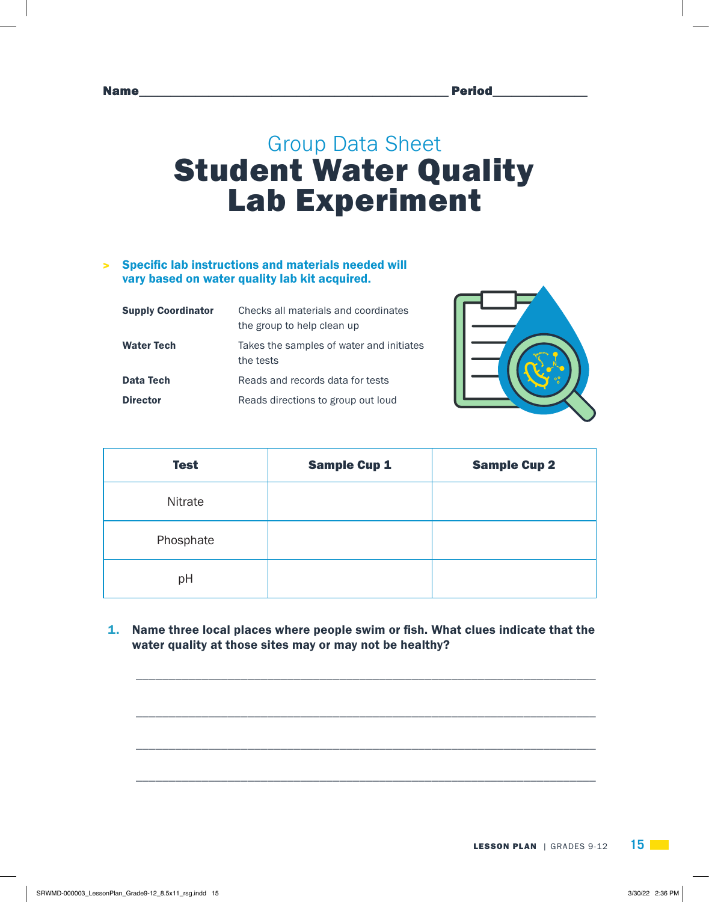Name_______________________________________________ Period______________

## Group Data Sheet

# Student Water Quality Lab Experiment

> **Specific lab instructions and materials needed will vary based on water quality lab kit acquired.**

| | |
|---|---|
| **Supply Coordinator** | Checks all materials and coordinates the group to help clean up |
| **Water Tech** | Takes the samples of water and initiates the tests |
| **Data Tech** | Reads and records data for tests |
| **Director** | Reads directions to group out loud |

| Test | Sample Cup 1 | Sample Cup 2 |
|---|---|---|
| Nitrate | | |
| Phosphate | | |
| pH | | |

**1. Name three local places where people swim or fish. What clues indicate that the water quality at those sites may or may not be healthy?**

_______________________________________________________________________

_______________________________________________________________________

_______________________________________________________________________

_______________________________________________________________________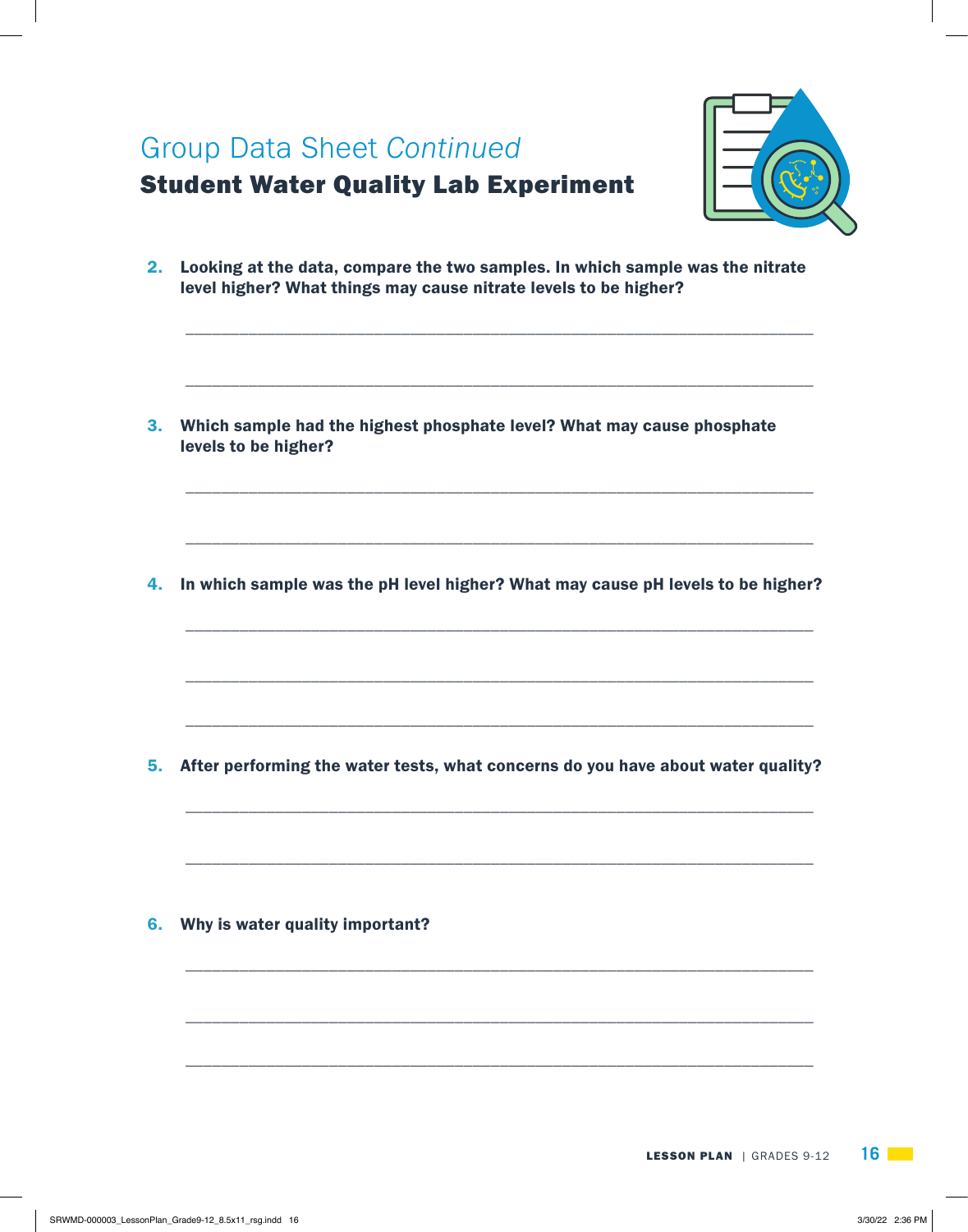## Group Data Sheet *Continued*

## Student Water Quality Lab Experiment

2. **Looking at the data, compare the two samples. In which sample was the nitrate level higher? What things may cause nitrate levels to be higher?**

___________________________________________________________________________

___________________________________________________________________________

3. **Which sample had the highest phosphate level? What may cause phosphate levels to be higher?**

___________________________________________________________________________

___________________________________________________________________________

4. **In which sample was the pH level higher? What may cause pH levels to be higher?**

___________________________________________________________________________

___________________________________________________________________________

___________________________________________________________________________

5. **After performing the water tests, what concerns do you have about water quality?**

___________________________________________________________________________

___________________________________________________________________________

6. **Why is water quality important?**

___________________________________________________________________________

___________________________________________________________________________

___________________________________________________________________________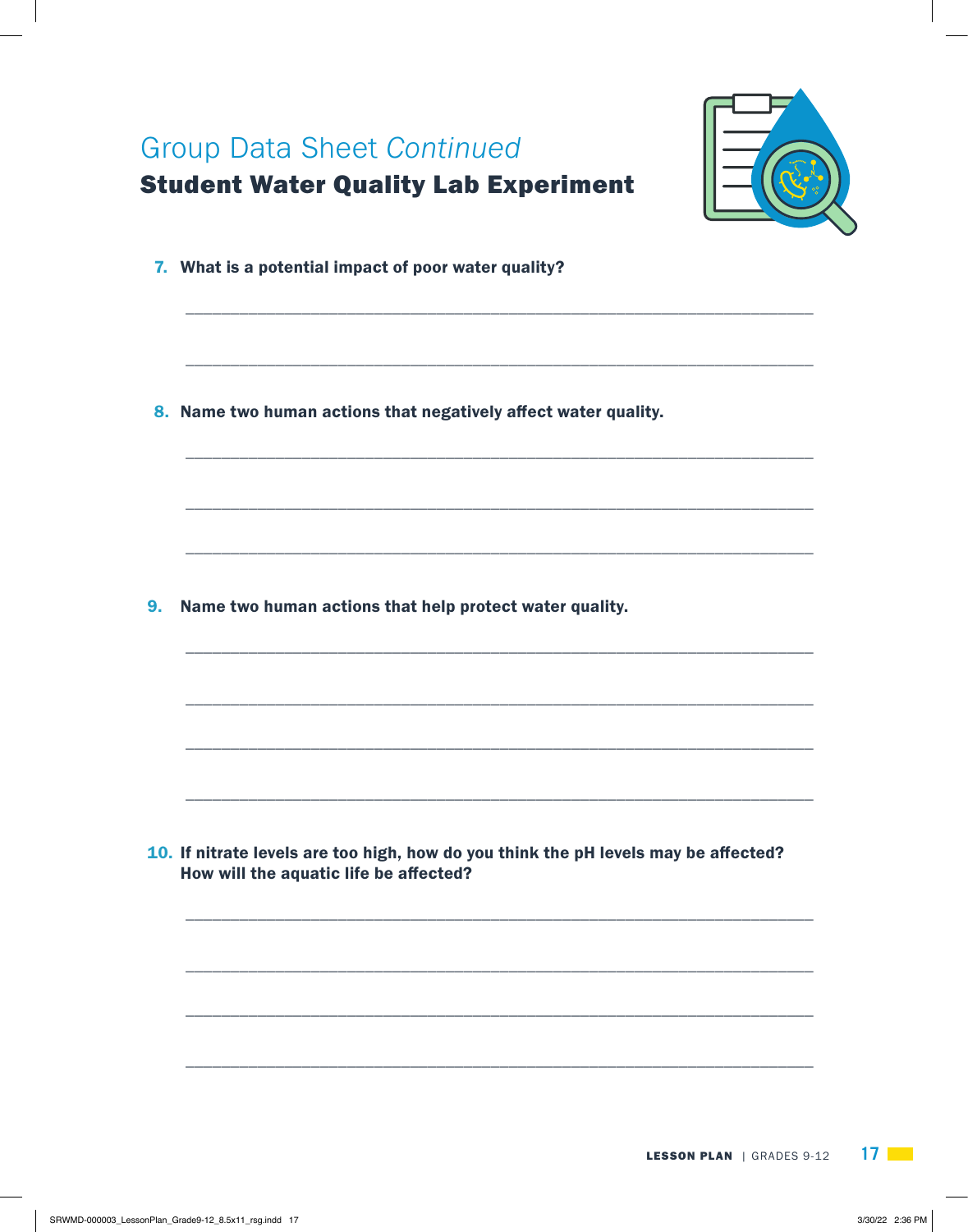## Group Data Sheet *Continued*

### Student Water Quality Lab Experiment

**7. What is a potential impact of poor water quality?**

\_\_\_\_\_\_\_\_\_\_\_\_\_\_\_\_\_\_\_\_\_\_\_\_\_\_\_\_\_\_\_\_\_\_\_\_\_\_\_\_\_\_\_\_\_\_\_\_\_\_\_\_\_\_\_\_\_\_\_\_\_\_\_\_\_\_

\_\_\_\_\_\_\_\_\_\_\_\_\_\_\_\_\_\_\_\_\_\_\_\_\_\_\_\_\_\_\_\_\_\_\_\_\_\_\_\_\_\_\_\_\_\_\_\_\_\_\_\_\_\_\_\_\_\_\_\_\_\_\_\_\_\_

**8. Name two human actions that negatively affect water quality.**

\_\_\_\_\_\_\_\_\_\_\_\_\_\_\_\_\_\_\_\_\_\_\_\_\_\_\_\_\_\_\_\_\_\_\_\_\_\_\_\_\_\_\_\_\_\_\_\_\_\_\_\_\_\_\_\_\_\_\_\_\_\_\_\_\_\_

\_\_\_\_\_\_\_\_\_\_\_\_\_\_\_\_\_\_\_\_\_\_\_\_\_\_\_\_\_\_\_\_\_\_\_\_\_\_\_\_\_\_\_\_\_\_\_\_\_\_\_\_\_\_\_\_\_\_\_\_\_\_\_\_\_\_

\_\_\_\_\_\_\_\_\_\_\_\_\_\_\_\_\_\_\_\_\_\_\_\_\_\_\_\_\_\_\_\_\_\_\_\_\_\_\_\_\_\_\_\_\_\_\_\_\_\_\_\_\_\_\_\_\_\_\_\_\_\_\_\_\_\_

**9. Name two human actions that help protect water quality.**

\_\_\_\_\_\_\_\_\_\_\_\_\_\_\_\_\_\_\_\_\_\_\_\_\_\_\_\_\_\_\_\_\_\_\_\_\_\_\_\_\_\_\_\_\_\_\_\_\_\_\_\_\_\_\_\_\_\_\_\_\_\_\_\_\_\_

\_\_\_\_\_\_\_\_\_\_\_\_\_\_\_\_\_\_\_\_\_\_\_\_\_\_\_\_\_\_\_\_\_\_\_\_\_\_\_\_\_\_\_\_\_\_\_\_\_\_\_\_\_\_\_\_\_\_\_\_\_\_\_\_\_\_

\_\_\_\_\_\_\_\_\_\_\_\_\_\_\_\_\_\_\_\_\_\_\_\_\_\_\_\_\_\_\_\_\_\_\_\_\_\_\_\_\_\_\_\_\_\_\_\_\_\_\_\_\_\_\_\_\_\_\_\_\_\_\_\_\_\_

\_\_\_\_\_\_\_\_\_\_\_\_\_\_\_\_\_\_\_\_\_\_\_\_\_\_\_\_\_\_\_\_\_\_\_\_\_\_\_\_\_\_\_\_\_\_\_\_\_\_\_\_\_\_\_\_\_\_\_\_\_\_\_\_\_\_

**10. If nitrate levels are too high, how do you think the pH levels may be affected? How will the aquatic life be affected?**

\_\_\_\_\_\_\_\_\_\_\_\_\_\_\_\_\_\_\_\_\_\_\_\_\_\_\_\_\_\_\_\_\_\_\_\_\_\_\_\_\_\_\_\_\_\_\_\_\_\_\_\_\_\_\_\_\_\_\_\_\_\_\_\_\_\_

\_\_\_\_\_\_\_\_\_\_\_\_\_\_\_\_\_\_\_\_\_\_\_\_\_\_\_\_\_\_\_\_\_\_\_\_\_\_\_\_\_\_\_\_\_\_\_\_\_\_\_\_\_\_\_\_\_\_\_\_\_\_\_\_\_\_

\_\_\_\_\_\_\_\_\_\_\_\_\_\_\_\_\_\_\_\_\_\_\_\_\_\_\_\_\_\_\_\_\_\_\_\_\_\_\_\_\_\_\_\_\_\_\_\_\_\_\_\_\_\_\_\_\_\_\_\_\_\_\_\_\_\_

\_\_\_\_\_\_\_\_\_\_\_\_\_\_\_\_\_\_\_\_\_\_\_\_\_\_\_\_\_\_\_\_\_\_\_\_\_\_\_\_\_\_\_\_\_\_\_\_\_\_\_\_\_\_\_\_\_\_\_\_\_\_\_\_\_\_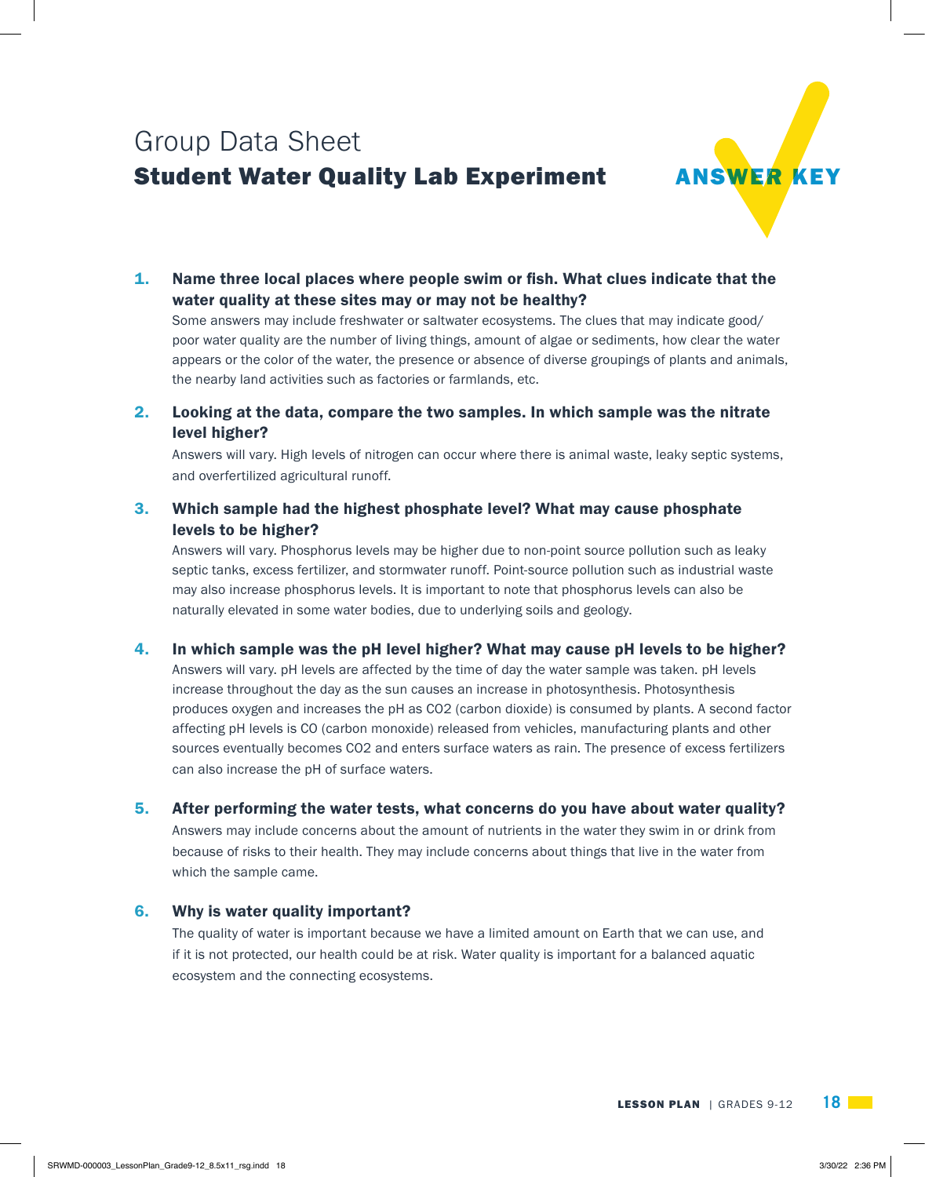# Group Data Sheet

## Student Water Quality Lab Experiment

**ANSWER KEY**

1. **Name three local places where people swim or fish. What clues indicate that the water quality at these sites may or may not be healthy?**

   Some answers may include freshwater or saltwater ecosystems. The clues that may indicate good/poor water quality are the number of living things, amount of algae or sediments, how clear the water appears or the color of the water, the presence or absence of diverse groupings of plants and animals, the nearby land activities such as factories or farmlands, etc.

2. **Looking at the data, compare the two samples. In which sample was the nitrate level higher?**

   Answers will vary. High levels of nitrogen can occur where there is animal waste, leaky septic systems, and overfertilized agricultural runoff.

3. **Which sample had the highest phosphate level? What may cause phosphate levels to be higher?**

   Answers will vary. Phosphorus levels may be higher due to non-point source pollution such as leaky septic tanks, excess fertilizer, and stormwater runoff. Point-source pollution such as industrial waste may also increase phosphorus levels. It is important to note that phosphorus levels can also be naturally elevated in some water bodies, due to underlying soils and geology.

4. **In which sample was the pH level higher? What may cause pH levels to be higher?**

   Answers will vary. pH levels are affected by the time of day the water sample was taken. pH levels increase throughout the day as the sun causes an increase in photosynthesis. Photosynthesis produces oxygen and increases the pH as $CO_2$ (carbon dioxide) is consumed by plants. A second factor affecting pH levels is CO (carbon monoxide) released from vehicles, manufacturing plants and other sources eventually becomes $CO_2$ and enters surface waters as rain. The presence of excess fertilizers can also increase the pH of surface waters.

5. **After performing the water tests, what concerns do you have about water quality?**

   Answers may include concerns about the amount of nutrients in the water they swim in or drink from because of risks to their health. They may include concerns about things that live in the water from which the sample came.

6. **Why is water quality important?**

   The quality of water is important because we have a limited amount on Earth that we can use, and if it is not protected, our health could be at risk. Water quality is important for a balanced aquatic ecosystem and the connecting ecosystems.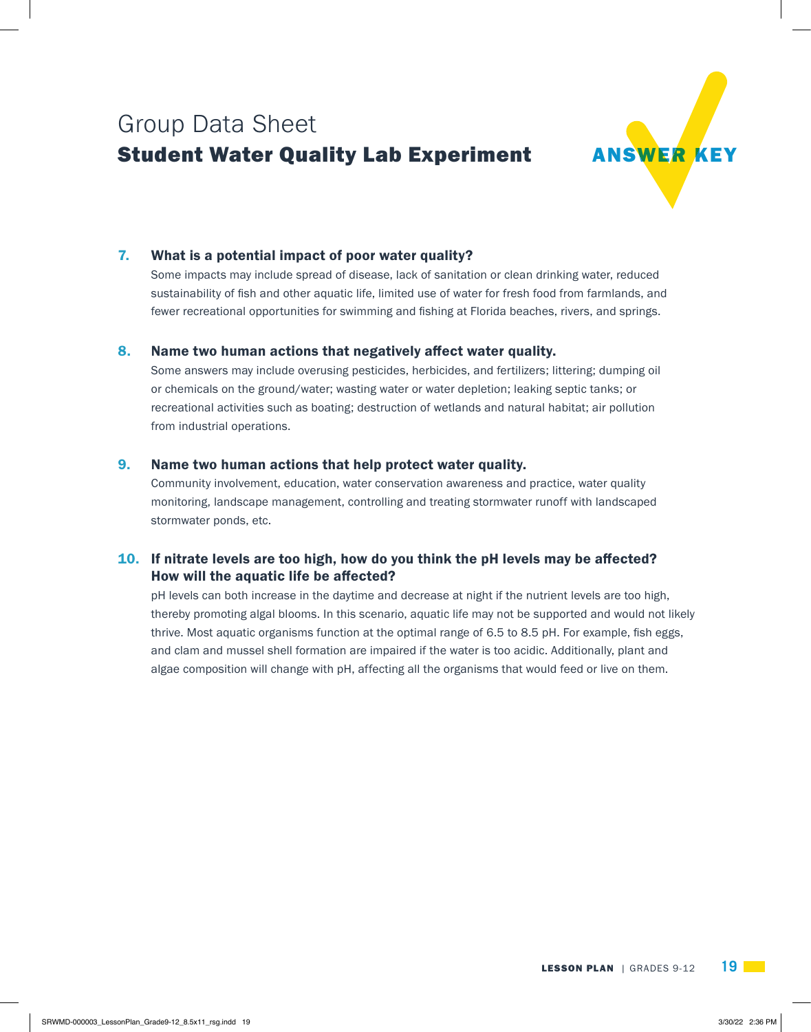# Group Data Sheet
## Student Water Quality Lab Experiment

ANSWER KEY

**7. What is a potential impact of poor water quality?**

Some impacts may include spread of disease, lack of sanitation or clean drinking water, reduced sustainability of fish and other aquatic life, limited use of water for fresh food from farmlands, and fewer recreational opportunities for swimming and fishing at Florida beaches, rivers, and springs.

**8. Name two human actions that negatively affect water quality.**

Some answers may include overusing pesticides, herbicides, and fertilizers; littering; dumping oil or chemicals on the ground/water; wasting water or water depletion; leaking septic tanks; or recreational activities such as boating; destruction of wetlands and natural habitat; air pollution from industrial operations.

**9. Name two human actions that help protect water quality.**

Community involvement, education, water conservation awareness and practice, water quality monitoring, landscape management, controlling and treating stormwater runoff with landscaped stormwater ponds, etc.

**10. If nitrate levels are too high, how do you think the pH levels may be affected? How will the aquatic life be affected?**

pH levels can both increase in the daytime and decrease at night if the nutrient levels are too high, thereby promoting algal blooms. In this scenario, aquatic life may not be supported and would not likely thrive. Most aquatic organisms function at the optimal range of 6.5 to 8.5 pH. For example, fish eggs, and clam and mussel shell formation are impaired if the water is too acidic. Additionally, plant and algae composition will change with pH, affecting all the organisms that would feed or live on them.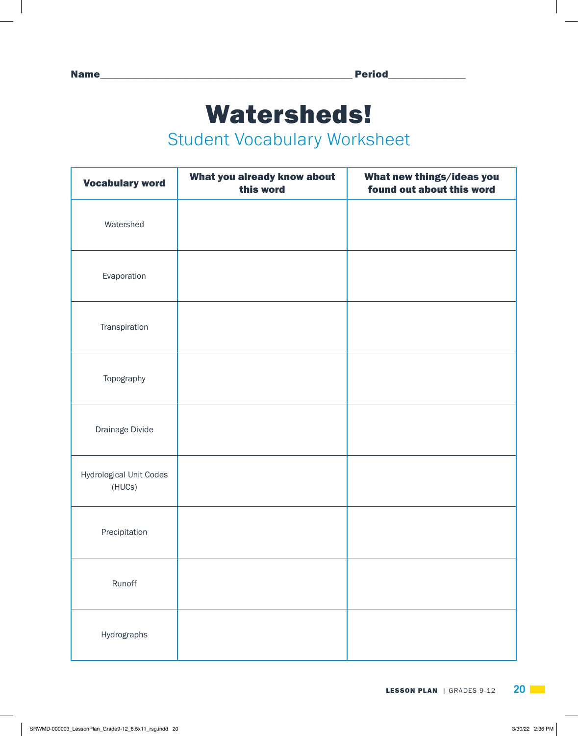Name______________________________________________ Period______________

# Watersheds!

## Student Vocabulary Worksheet

| Vocabulary word | What you already know about this word | What new things/ideas you found out about this word |
|---|---|---|
| Watershed | | |
| Evaporation | | |
| Transpiration | | |
| Topography | | |
| Drainage Divide | | |
| Hydrological Unit Codes (HUCs) | | |
| Precipitation | | |
| Runoff | | |
| Hydrographs | | |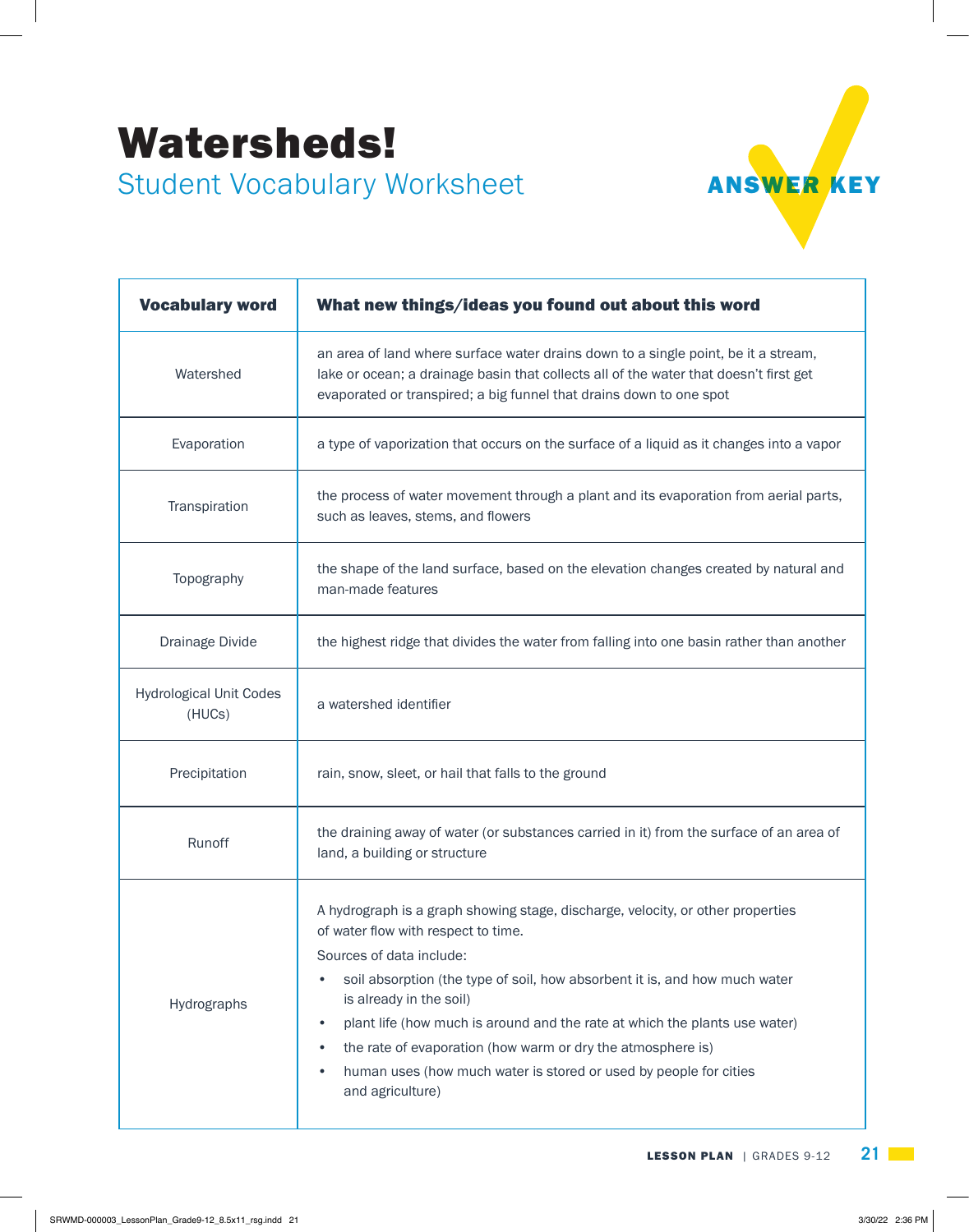# Watersheds!

## Student Vocabulary Worksheet

**ANSWER KEY**

| Vocabulary word | What new things/ideas you found out about this word |
|---|---|
| Watershed | an area of land where surface water drains down to a single point, be it a stream, lake or ocean; a drainage basin that collects all of the water that doesn't first get evaporated or transpired; a big funnel that drains down to one spot |
| Evaporation | a type of vaporization that occurs on the surface of a liquid as it changes into a vapor |
| Transpiration | the process of water movement through a plant and its evaporation from aerial parts, such as leaves, stems, and flowers |
| Topography | the shape of the land surface, based on the elevation changes created by natural and man-made features |
| Drainage Divide | the highest ridge that divides the water from falling into one basin rather than another |
| Hydrological Unit Codes (HUCs) | a watershed identifier |
| Precipitation | rain, snow, sleet, or hail that falls to the ground |
| Runoff | the draining away of water (or substances carried in it) from the surface of an area of land, a building or structure |
| Hydrographs | A hydrograph is a graph showing stage, discharge, velocity, or other properties of water flow with respect to time.<br>Sources of data include:<br>• soil absorption (the type of soil, how absorbent it is, and how much water is already in the soil)<br>• plant life (how much is around and the rate at which the plants use water)<br>• the rate of evaporation (how warm or dry the atmosphere is)<br>• human uses (how much water is stored or used by people for cities and agriculture) |